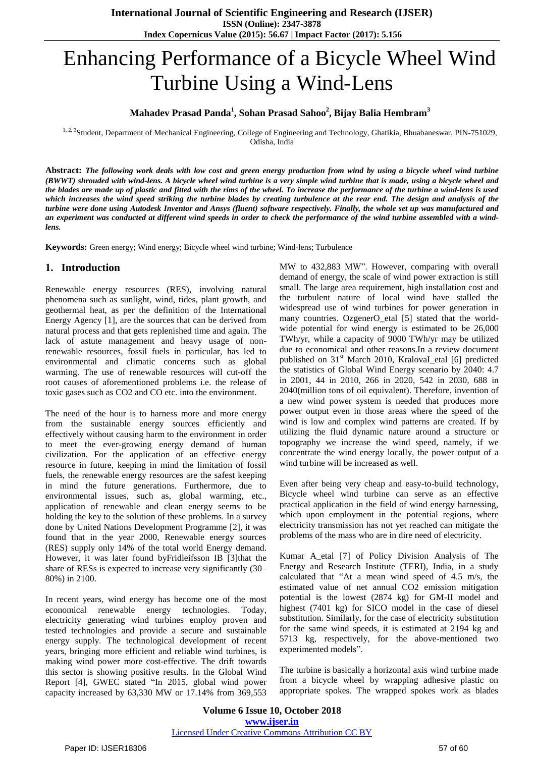# Enhancing Performance of a Bicycle Wheel Wind Turbine Using a Wind-Lens

**Mahadev Prasad Panda[1], Sohan Prasad Sahoo[2], Bijay Balia Hembram[3]**

[1, 2, 3]Student, Department of Mechanical Engineering, College of Engineering and Technology, Ghatikia, Bhuabaneswar, PIN-751029, Odisha, India

**Abstract:** ***The following work deals with low cost and green energy production from wind by using a bicycle wheel wind turbine (BWWT) shrouded with wind-lens. A bicycle wheel wind turbine is a very simple wind turbine that is made, using a bicycle wheel and the blades are made up of plastic and fitted with the rims of the wheel. To increase the performance of the turbine a wind-lens is used which increases the wind speed striking the turbine blades by creating turbulence at the rear end. The design and analysis of the turbine were done using Autodesk Inventor and Ansys (fluent) software respectively. Finally, the whole set up was manufactured and an experiment was conducted at different wind speeds in order to check the performance of the wind turbine assembled with a wind-lens.***

**Keywords:** Green energy; Wind energy; Bicycle wheel wind turbine; Wind-lens; Turbulence

## 1. Introduction

Renewable energy resources (RES), involving natural phenomena such as sunlight, wind, tides, plant growth, and geothermal heat, as per the definition of the International Energy Agency [1], are the sources that can be derived from natural process and that gets replenished time and again. The lack of astute management and heavy usage of non-renewable resources, fossil fuels in particular, has led to environmental and climatic concerns such as global warming. The use of renewable resources will cut-off the root causes of aforementioned problems i.e. the release of toxic gases such as CO2 and CO etc. into the environment.

The need of the hour is to harness more and more energy from the sustainable energy sources efficiently and effectively without causing harm to the environment in order to meet the ever-growing energy demand of human civilization. For the application of an effective energy resource in future, keeping in mind the limitation of fossil fuels, the renewable energy resources are the safest keeping in mind the future generations. Furthermore, due to environmental issues, such as, global warming, etc., application of renewable and clean energy seems to be holding the key to the solution of these problems. In a survey done by United Nations Development Programme [2], it was found that in the year 2000, Renewable energy sources (RES) supply only 14% of the total world Energy demand. However, it was later found byFridleifsson IB [3]that the share of RESs is expected to increase very significantly (30–80%) in 2100.

In recent years, wind energy has become one of the most economical renewable energy technologies. Today, electricity generating wind turbines employ proven and tested technologies and provide a secure and sustainable energy supply. The technological development of recent years, bringing more efficient and reliable wind turbines, is making wind power more cost-effective. The drift towards this sector is showing positive results. In the Global Wind Report [4], GWEC stated "In 2015, global wind power capacity increased by 63,330 MW or 17.14% from 369,553 MW to 432,883 MW". However, comparing with overall demand of energy, the scale of wind power extraction is still small. The large area requirement, high installation cost and the turbulent nature of local wind have stalled the widespread use of wind turbines for power generation in many countries. OzgenerO_etal [5] stated that the world-wide potential for wind energy is estimated to be 26,000 TWh/yr, while a capacity of 9000 TWh/yr may be utilized due to economical and other reasons.In a review document published on 31st March 2010, KralovaI_etal [6] predicted the statistics of Global Wind Energy scenario by 2040: 4.7 in 2001, 44 in 2010, 266 in 2020, 542 in 2030, 688 in 2040(million tons of oil equivalent). Therefore, invention of a new wind power system is needed that produces more power output even in those areas where the speed of the wind is low and complex wind patterns are created. If by utilizing the fluid dynamic nature around a structure or topography we increase the wind speed, namely, if we concentrate the wind energy locally, the power output of a wind turbine will be increased as well.

Even after being very cheap and easy-to-build technology, Bicycle wheel wind turbine can serve as an effective practical application in the field of wind energy harnessing, which upon employment in the potential regions, where electricity transmission has not yet reached can mitigate the problems of the mass who are in dire need of electricity.

Kumar A_etal [7] of Policy Division Analysis of The Energy and Research Institute (TERI), India, in a study calculated that "At a mean wind speed of 4.5 m/s, the estimated value of net annual CO2 emission mitigation potential is the lowest (2874 kg) for GM-II model and highest (7401 kg) for SICO model in the case of diesel substitution. Similarly, for the case of electricity substitution for the same wind speeds, it is estimated at 2194 kg and 5713 kg, respectively, for the above-mentioned two experimented models".

The turbine is basically a horizontal axis wind turbine made from a bicycle wheel by wrapping adhesive plastic on appropriate spokes. The wrapped spokes work as blades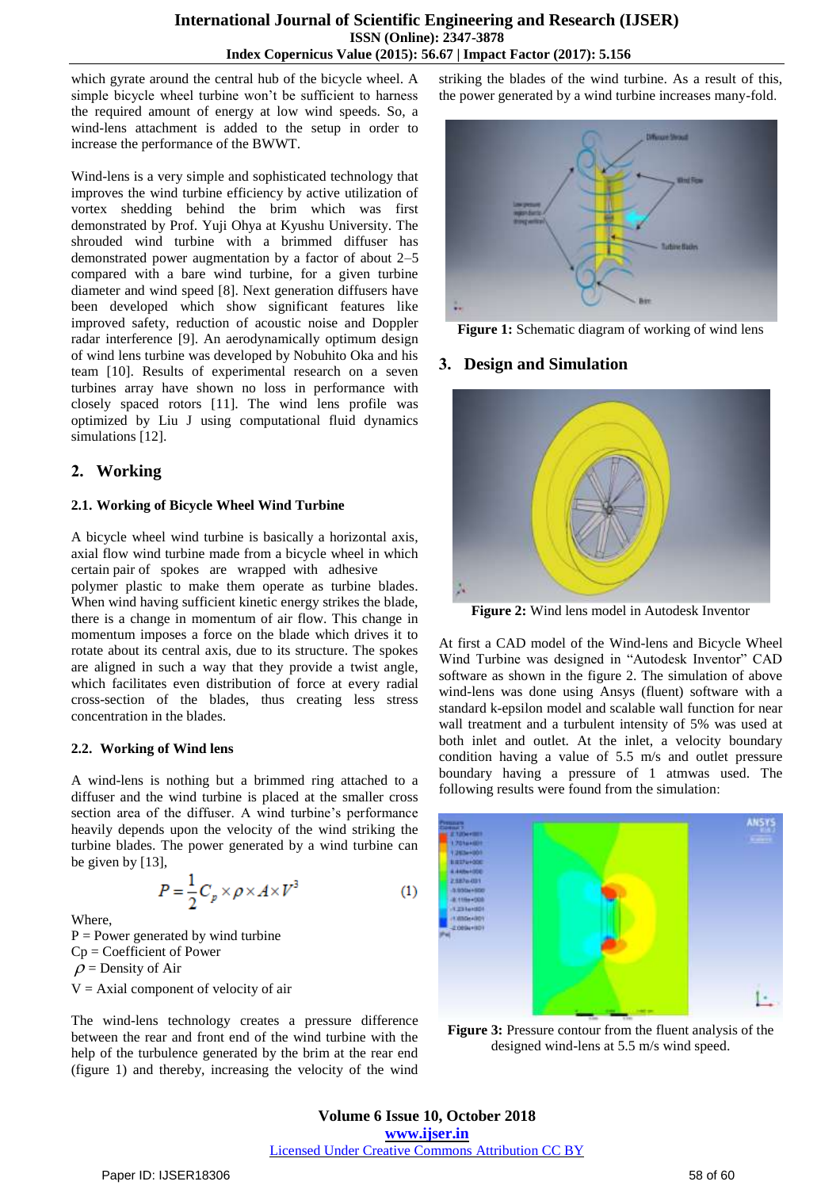which gyrate around the central hub of the bicycle wheel. A simple bicycle wheel turbine won't be sufficient to harness the required amount of energy at low wind speeds. So, a wind-lens attachment is added to the setup in order to increase the performance of the BWWT.

Wind-lens is a very simple and sophisticated technology that improves the wind turbine efficiency by active utilization of vortex shedding behind the brim which was first demonstrated by Prof. Yuji Ohya at Kyushu University. The shrouded wind turbine with a brimmed diffuser has demonstrated power augmentation by a factor of about 2–5 compared with a bare wind turbine, for a given turbine diameter and wind speed [8]. Next generation diffusers have been developed which show significant features like improved safety, reduction of acoustic noise and Doppler radar interference [9]. An aerodynamically optimum design of wind lens turbine was developed by Nobuhito Oka and his team [10]. Results of experimental research on a seven turbines array have shown no loss in performance with closely spaced rotors [11]. The wind lens profile was optimized by Liu J using computational fluid dynamics simulations [12].

## 2. Working

### 2.1. Working of Bicycle Wheel Wind Turbine

A bicycle wheel wind turbine is basically a horizontal axis, axial flow wind turbine made from a bicycle wheel in which certain pair of spokes are wrapped with adhesive polymer plastic to make them operate as turbine blades. When wind having sufficient kinetic energy strikes the blade, there is a change in momentum of air flow. This change in momentum imposes a force on the blade which drives it to rotate about its central axis, due to its structure. The spokes are aligned in such a way that they provide a twist angle, which facilitates even distribution of force at every radial cross-section of the blades, thus creating less stress concentration in the blades.

### 2.2. Working of Wind lens

A wind-lens is nothing but a brimmed ring attached to a diffuser and the wind turbine is placed at the smaller cross section area of the diffuser. A wind turbine's performance heavily depends upon the velocity of the wind striking the turbine blades. The power generated by a wind turbine can be given by [13],

$$P = \frac{1}{2} C_p \times \rho \times A \times V^3 \tag{1}$$

Where,
P = Power generated by wind turbine
Cp = Coefficient of Power
$\rho$ = Density of Air
V = Axial component of velocity of air

The wind-lens technology creates a pressure difference between the rear and front end of the wind turbine with the help of the turbulence generated by the brim at the rear end (figure 1) and thereby, increasing the velocity of the wind striking the blades of the wind turbine. As a result of this, the power generated by a wind turbine increases many-fold.

**Figure 1:** Schematic diagram of working of wind lens

## 3. Design and Simulation

**Figure 2:** Wind lens model in Autodesk Inventor

At first a CAD model of the Wind-lens and Bicycle Wheel Wind Turbine was designed in "Autodesk Inventor" CAD software as shown in the figure 2. The simulation of above wind-lens was done using Ansys (fluent) software with a standard k-epsilon model and scalable wall function for near wall treatment and a turbulent intensity of 5% was used at both inlet and outlet. At the inlet, a velocity boundary condition having a value of 5.5 m/s and outlet pressure boundary having a pressure of 1 atmwas used. The following results were found from the simulation:

**Figure 3:** Pressure contour from the fluent analysis of the designed wind-lens at 5.5 m/s wind speed.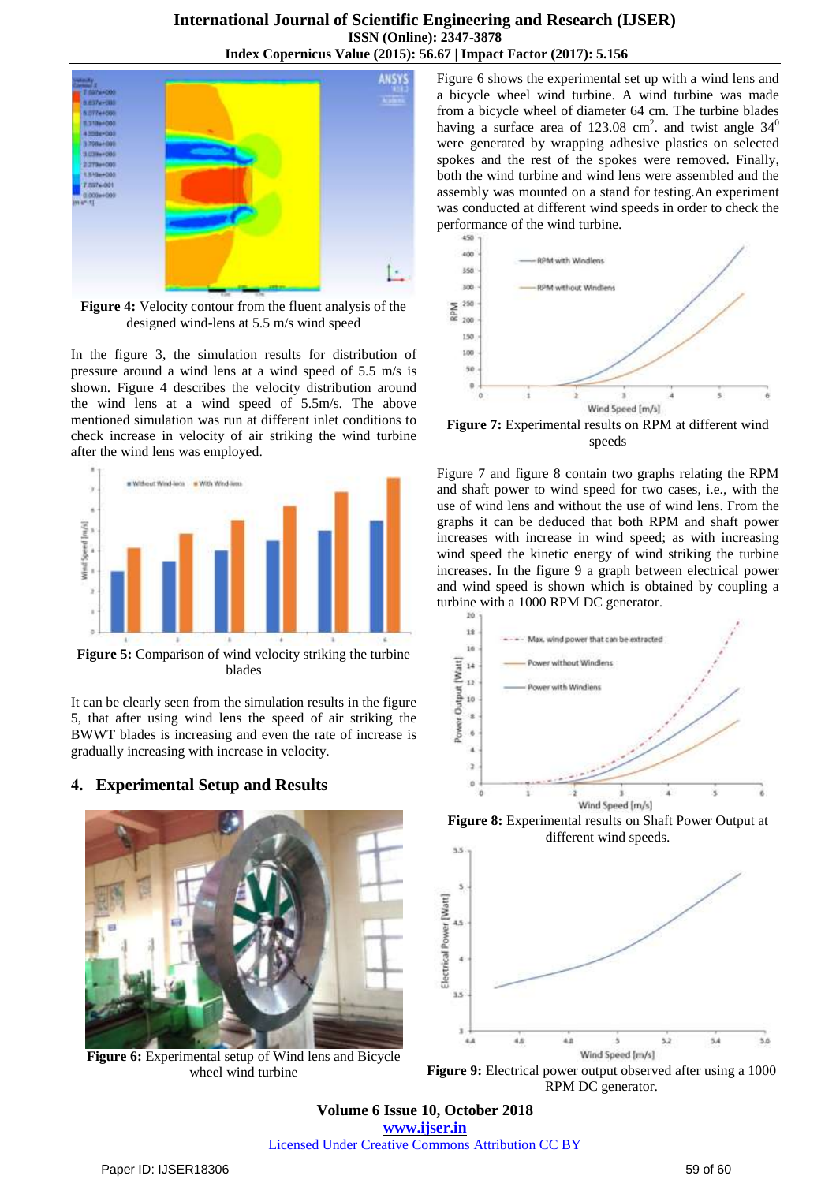**Figure 4:** Velocity contour from the fluent analysis of the designed wind-lens at 5.5 m/s wind speed

In the figure 3, the simulation results for distribution of pressure around a wind lens at a wind speed of 5.5 m/s is shown. Figure 4 describes the velocity distribution around the wind lens at a wind speed of 5.5m/s. The above mentioned simulation was run at different inlet conditions to check increase in velocity of air striking the wind turbine after the wind lens was employed.

**Figure 5:** Comparison of wind velocity striking the turbine blades

It can be clearly seen from the simulation results in the figure 5, that after using wind lens the speed of air striking the BWWT blades is increasing and even the rate of increase is gradually increasing with increase in velocity.

## 4. Experimental Setup and Results

**Figure 6:** Experimental setup of Wind lens and Bicycle wheel wind turbine

Figure 6 shows the experimental set up with a wind lens and a bicycle wheel wind turbine. A wind turbine was made from a bicycle wheel of diameter 64 cm. The turbine blades having a surface area of 123.08 $cm^2$. and twist angle $34^0$ were generated by wrapping adhesive plastics on selected spokes and the rest of the spokes were removed. Finally, both the wind turbine and wind lens were assembled and the assembly was mounted on a stand for testing.An experiment was conducted at different wind speeds in order to check the performance of the wind turbine.

**Figure 7:** Experimental results on RPM at different wind speeds

Figure 7 and figure 8 contain two graphs relating the RPM and shaft power to wind speed for two cases, i.e., with the use of wind lens and without the use of wind lens. From the graphs it can be deduced that both RPM and shaft power increases with increase in wind speed; as with increasing wind speed the kinetic energy of wind striking the turbine increases. In the figure 9 a graph between electrical power and wind speed is shown which is obtained by coupling a turbine with a 1000 RPM DC generator.

**Figure 8:** Experimental results on Shaft Power Output at different wind speeds.

**Figure 9:** Electrical power output observed after using a 1000 RPM DC generator.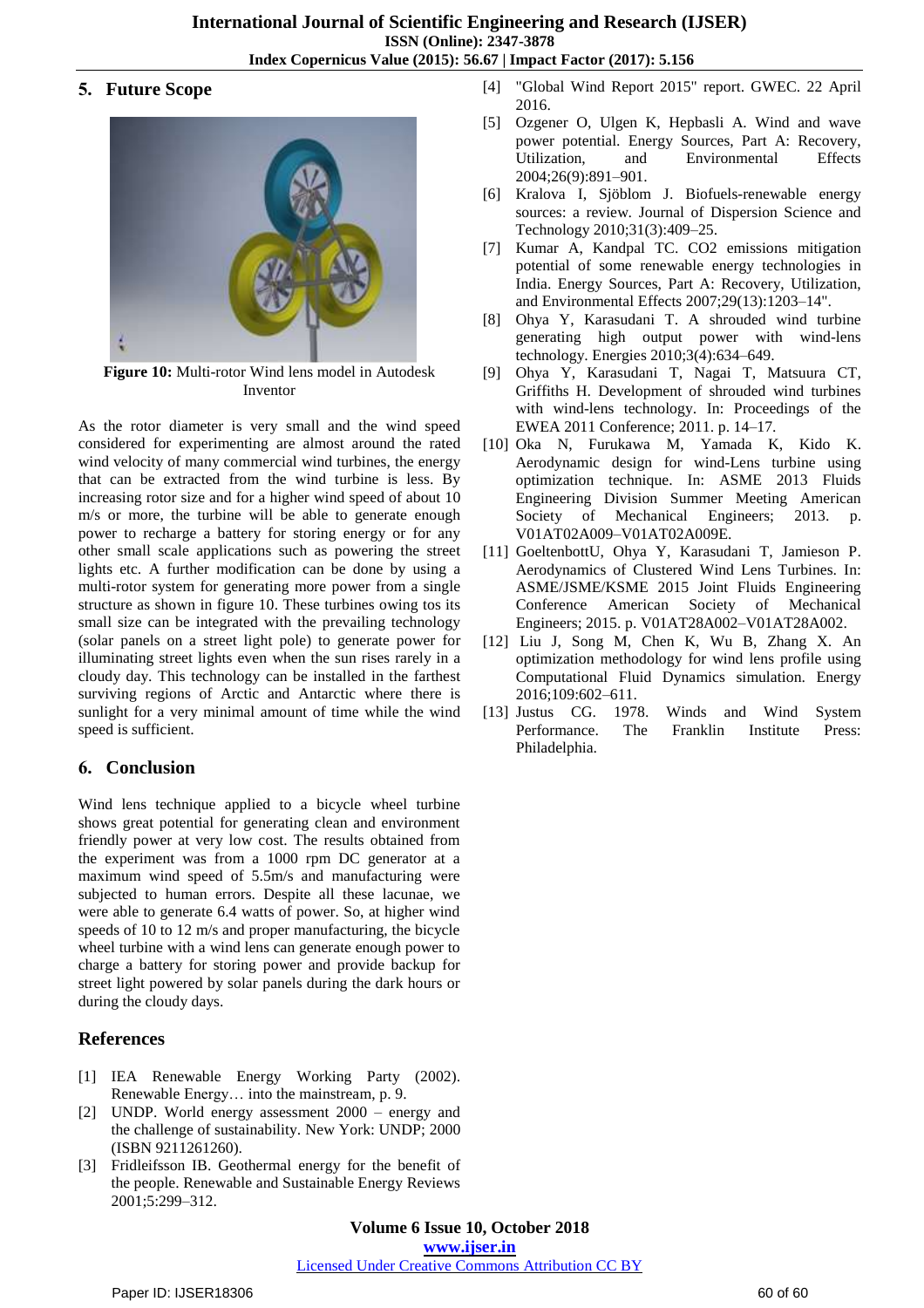## 5. Future Scope

Figure 10: Multi-rotor Wind lens model in Autodesk Inventor

As the rotor diameter is very small and the wind speed considered for experimenting are almost around the rated wind velocity of many commercial wind turbines, the energy that can be extracted from the wind turbine is less. By increasing rotor size and for a higher wind speed of about 10 m/s or more, the turbine will be able to generate enough power to recharge a battery for storing energy or for any other small scale applications such as powering the street lights etc. A further modification can be done by using a multi-rotor system for generating more power from a single structure as shown in figure 10. These turbines owing tos its small size can be integrated with the prevailing technology (solar panels on a street light pole) to generate power for illuminating street lights even when the sun rises rarely in a cloudy day. This technology can be installed in the farthest surviving regions of Arctic and Antarctic where there is sunlight for a very minimal amount of time while the wind speed is sufficient.

## 6. Conclusion

Wind lens technique applied to a bicycle wheel turbine shows great potential for generating clean and environment friendly power at very low cost. The results obtained from the experiment was from a 1000 rpm DC generator at a maximum wind speed of 5.5m/s and manufacturing were subjected to human errors. Despite all these lacunae, we were able to generate 6.4 watts of power. So, at higher wind speeds of 10 to 12 m/s and proper manufacturing, the bicycle wheel turbine with a wind lens can generate enough power to charge a battery for storing power and provide backup for street light powered by solar panels during the dark hours or during the cloudy days.

## References

[1] IEA Renewable Energy Working Party (2002). Renewable Energy… into the mainstream, p. 9.

[2] UNDP. World energy assessment 2000 – energy and the challenge of sustainability. New York: UNDP; 2000 (ISBN 9211261260).

[3] Fridleifsson IB. Geothermal energy for the benefit of the people. Renewable and Sustainable Energy Reviews 2001;5:299–312.

[4] "Global Wind Report 2015" report. GWEC. 22 April 2016.

[5] Ozgener O, Ulgen K, Hepbasli A. Wind and wave power potential. Energy Sources, Part A: Recovery, Utilization, and Environmental Effects 2004;26(9):891–901.

[6] Kralova I, Sjöblom J. Biofuels-renewable energy sources: a review. Journal of Dispersion Science and Technology 2010;31(3):409–25.

[7] Kumar A, Kandpal TC. CO2 emissions mitigation potential of some renewable energy technologies in India. Energy Sources, Part A: Recovery, Utilization, and Environmental Effects 2007;29(13):1203–14".

[8] Ohya Y, Karasudani T. A shrouded wind turbine generating high output power with wind-lens technology. Energies 2010;3(4):634–649.

[9] Ohya Y, Karasudani T, Nagai T, Matsuura CT, Griffiths H. Development of shrouded wind turbines with wind-lens technology. In: Proceedings of the EWEA 2011 Conference; 2011. p. 14–17.

[10] Oka N, Furukawa M, Yamada K, Kido K. Aerodynamic design for wind-Lens turbine using optimization technique. In: ASME 2013 Fluids Engineering Division Summer Meeting American Society of Mechanical Engineers; 2013. p. V01AT02A009–V01AT02A009E.

[11] GoeltenbottU, Ohya Y, Karasudani T, Jamieson P. Aerodynamics of Clustered Wind Lens Turbines. In: ASME/JSME/KSME 2015 Joint Fluids Engineering Conference American Society of Mechanical Engineers; 2015. p. V01AT28A002–V01AT28A002.

[12] Liu J, Song M, Chen K, Wu B, Zhang X. An optimization methodology for wind lens profile using Computational Fluid Dynamics simulation. Energy 2016;109:602–611.

[13] Justus CG. 1978. Winds and Wind System Performance. The Franklin Institute Press: Philadelphia.